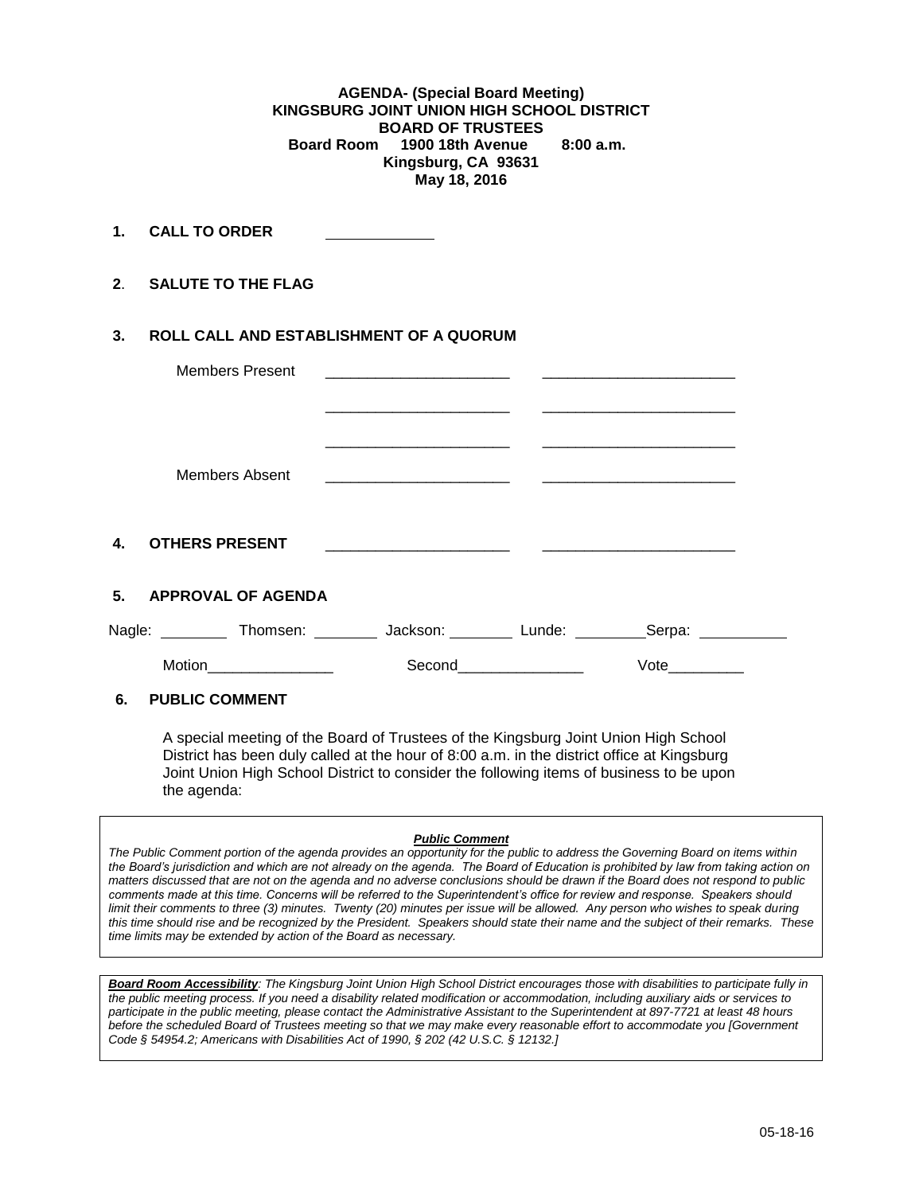**AGENDA- (Special Board Meeting)**
**KINGSBURG JOINT UNION HIGH SCHOOL DISTRICT**
**BOARD OF TRUSTEES**
**Board Room 1900 18th Avenue 8:00 a.m.**
**Kingsburg, CA 93631**
**May 18, 2016**

**1. CALL TO ORDER** ____________

**2. SALUTE TO THE FLAG**

**3. ROLL CALL AND ESTABLISHMENT OF A QUORUM**

Members Present ______________________ ______________________

______________________ ______________________

______________________ ______________________

Members Absent ______________________ ______________________

**4. OTHERS PRESENT** ______________________ ______________________

**5. APPROVAL OF AGENDA**

Nagle: ________ Thomsen: ________ Jackson: ________ Lunde: ________Serpa: __________

Motion_______________ Second_______________ Vote_________

**6. PUBLIC COMMENT**

A special meeting of the Board of Trustees of the Kingsburg Joint Union High School District has been duly called at the hour of 8:00 a.m. in the district office at Kingsburg Joint Union High School District to consider the following items of business to be upon the agenda:

> ***Public Comment***
>
> *The Public Comment portion of the agenda provides an opportunity for the public to address the Governing Board on items within the Board's jurisdiction and which are not already on the agenda. The Board of Education is prohibited by law from taking action on matters discussed that are not on the agenda and no adverse conclusions should be drawn if the Board does not respond to public comments made at this time. Concerns will be referred to the Superintendent's office for review and response. Speakers should limit their comments to three (3) minutes. Twenty (20) minutes per issue will be allowed. Any person who wishes to speak during this time should rise and be recognized by the President. Speakers should state their name and the subject of their remarks. These time limits may be extended by action of the Board as necessary.*

> ***Board Room Accessibility****: The Kingsburg Joint Union High School District encourages those with disabilities to participate fully in the public meeting process. If you need a disability related modification or accommodation, including auxiliary aids or services to participate in the public meeting, please contact the Administrative Assistant to the Superintendent at 897-7721 at least 48 hours before the scheduled Board of Trustees meeting so that we may make every reasonable effort to accommodate you [Government Code § 54954.2; Americans with Disabilities Act of 1990, § 202 (42 U.S.C. § 12132.]*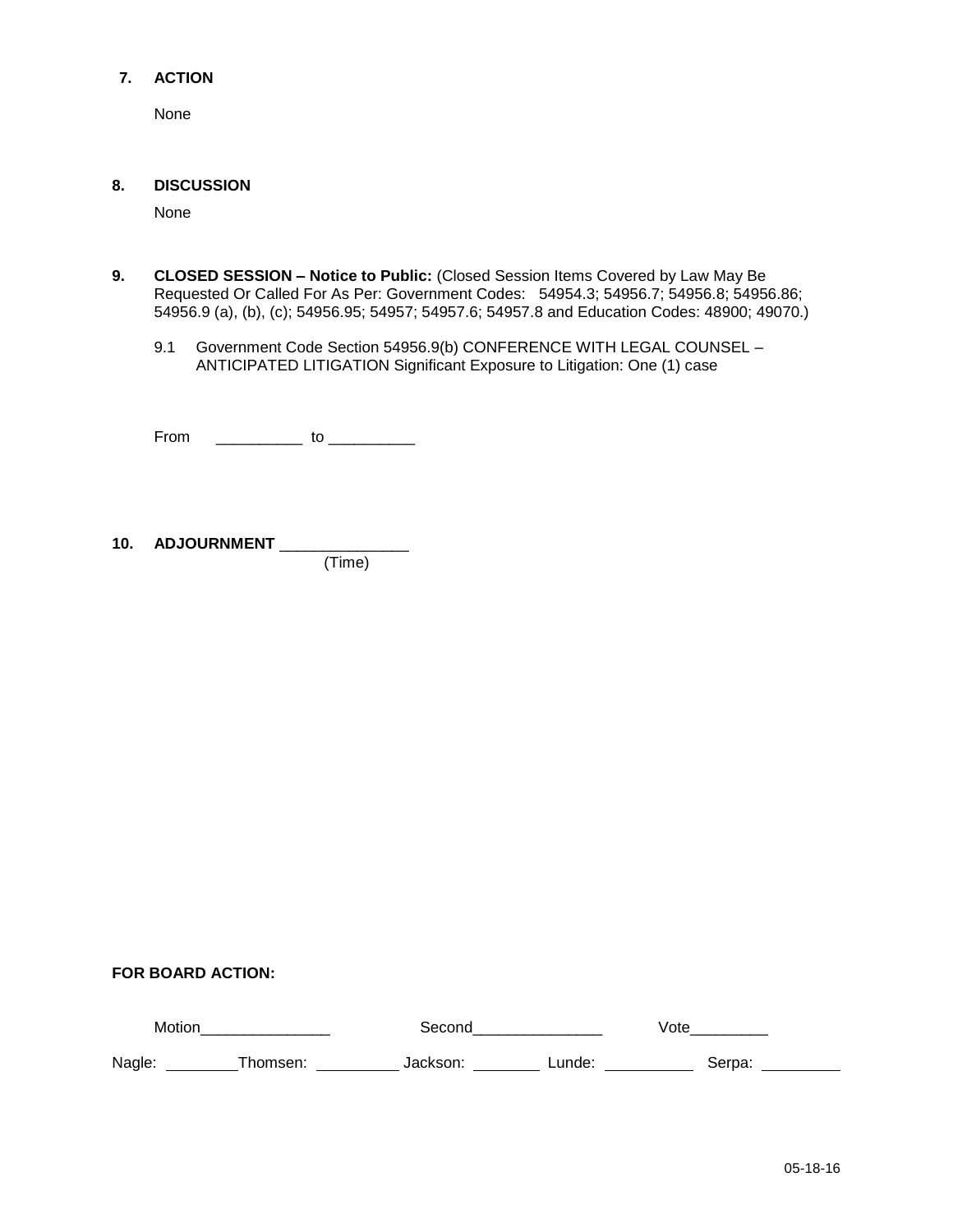**7. ACTION**

None

**8. DISCUSSION**

None

**9. CLOSED SESSION – Notice to Public:** (Closed Session Items Covered by Law May Be Requested Or Called For As Per: Government Codes: 54954.3; 54956.7; 54956.8; 54956.86; 54956.9 (a), (b), (c); 54956.95; 54957; 54957.6; 54957.8 and Education Codes: 48900; 49070.)

9.1 Government Code Section 54956.9(b) CONFERENCE WITH LEGAL COUNSEL – ANTICIPATED LITIGATION Significant Exposure to Litigation: One (1) case

From __________ to __________

**10. ADJOURNMENT** ______________
(Time)

**FOR BOARD ACTION:**

Motion_______________ Second_______________ Vote_________

Nagle: ________ Thomsen: _________ Jackson: ________ Lunde: __________ Serpa: _________

05-18-16